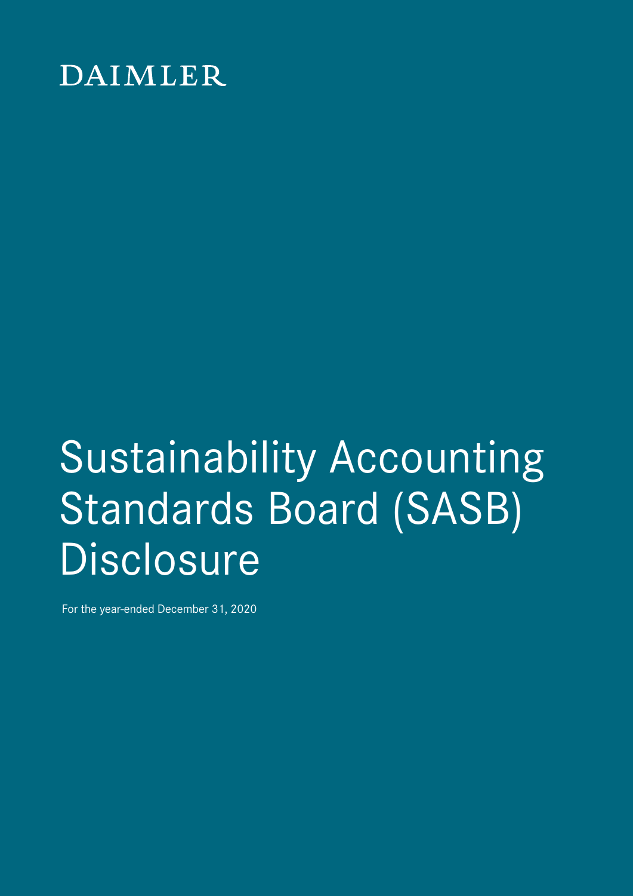DAIMLER

# Sustainability Accounting Standards Board (SASB) Disclosure

For the year-ended December 31, 2020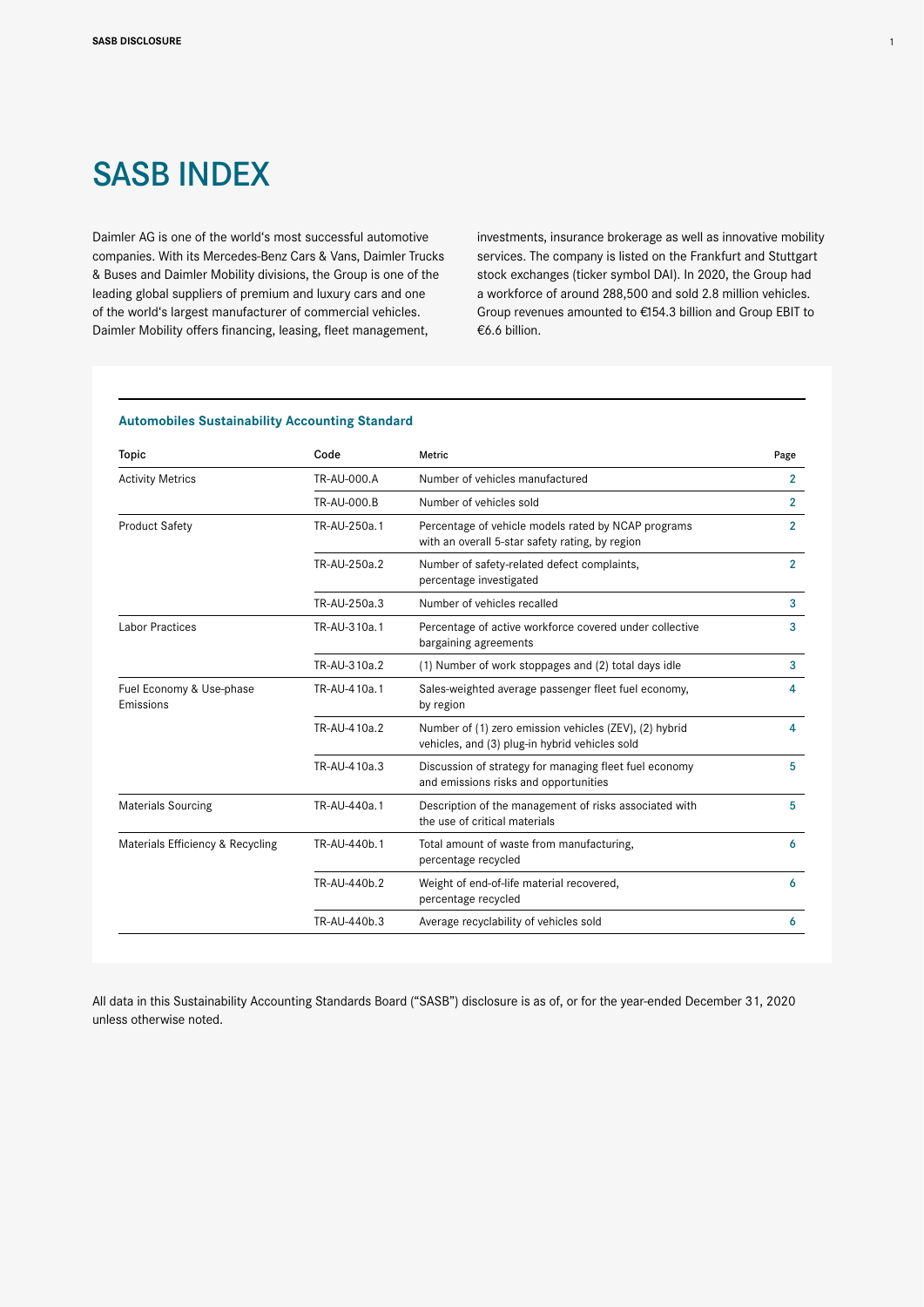# SASB INDEX

Daimler AG is one of the world's most successful automotive companies. With its Mercedes-Benz Cars & Vans, Daimler Trucks & Buses and Daimler Mobility divisions, the Group is one of the leading global suppliers of premium and luxury cars and one of the world's largest manufacturer of commercial vehicles. Daimler Mobility offers financing, leasing, fleet management, investments, insurance brokerage as well as innovative mobility services. The company is listed on the Frankfurt and Stuttgart stock exchanges (ticker symbol DAI). In 2020, the Group had a workforce of around 288,500 and sold 2.8 million vehicles. Group revenues amounted to €154.3 billion and Group EBIT to €6.6 billion.

**Automobiles Sustainability Accounting Standard**

| Topic | Code | Metric | Page |
|---|---|---|---|
| Activity Metrics | TR-AU-000.A | Number of vehicles manufactured | 2 |
| | TR-AU-000.B | Number of vehicles sold | 2 |
| Product Safety | TR-AU-250a.1 | Percentage of vehicle models rated by NCAP programs with an overall 5-star safety rating, by region | 2 |
| | TR-AU-250a.2 | Number of safety-related defect complaints, percentage investigated | 2 |
| | TR-AU-250a.3 | Number of vehicles recalled | 3 |
| Labor Practices | TR-AU-310a.1 | Percentage of active workforce covered under collective bargaining agreements | 3 |
| | TR-AU-310a.2 | (1) Number of work stoppages and (2) total days idle | 3 |
| Fuel Economy & Use-phase Emissions | TR-AU-410a.1 | Sales-weighted average passenger fleet fuel economy, by region | 4 |
| | TR-AU-410a.2 | Number of (1) zero emission vehicles (ZEV), (2) hybrid vehicles, and (3) plug-in hybrid vehicles sold | 4 |
| | TR-AU-410a.3 | Discussion of strategy for managing fleet fuel economy and emissions risks and opportunities | 5 |
| Materials Sourcing | TR-AU-440a.1 | Description of the management of risks associated with the use of critical materials | 5 |
| Materials Efficiency & Recycling | TR-AU-440b.1 | Total amount of waste from manufacturing, percentage recycled | 6 |
| | TR-AU-440b.2 | Weight of end-of-life material recovered, percentage recycled | 6 |
| | TR-AU-440b.3 | Average recyclability of vehicles sold | 6 |

All data in this Sustainability Accounting Standards Board ("SASB") disclosure is as of, or for the year-ended December 31, 2020 unless otherwise noted.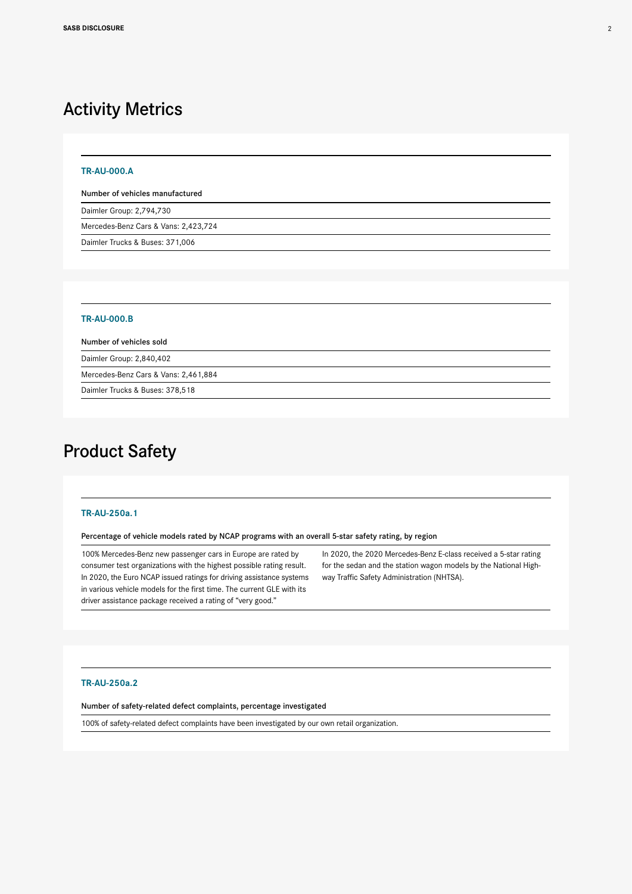# Activity Metrics

### TR-AU-000.A

**Number of vehicles manufactured**

Daimler Group: 2,794,730

Mercedes-Benz Cars & Vans: 2,423,724

Daimler Trucks & Buses: 371,006

### TR-AU-000.B

**Number of vehicles sold**

Daimler Group: 2,840,402

Mercedes-Benz Cars & Vans: 2,461,884

Daimler Trucks & Buses: 378,518

# Product Safety

### TR-AU-250a.1

**Percentage of vehicle models rated by NCAP programs with an overall 5-star safety rating, by region**

100% Mercedes-Benz new passenger cars in Europe are rated by consumer test organizations with the highest possible rating result. In 2020, the Euro NCAP issued ratings for driving assistance systems in various vehicle models for the first time. The current GLE with its driver assistance package received a rating of "very good."

In 2020, the 2020 Mercedes-Benz E-class received a 5-star rating for the sedan and the station wagon models by the National Highway Traffic Safety Administration (NHTSA).

### TR-AU-250a.2

**Number of safety-related defect complaints, percentage investigated**

100% of safety-related defect complaints have been investigated by our own retail organization.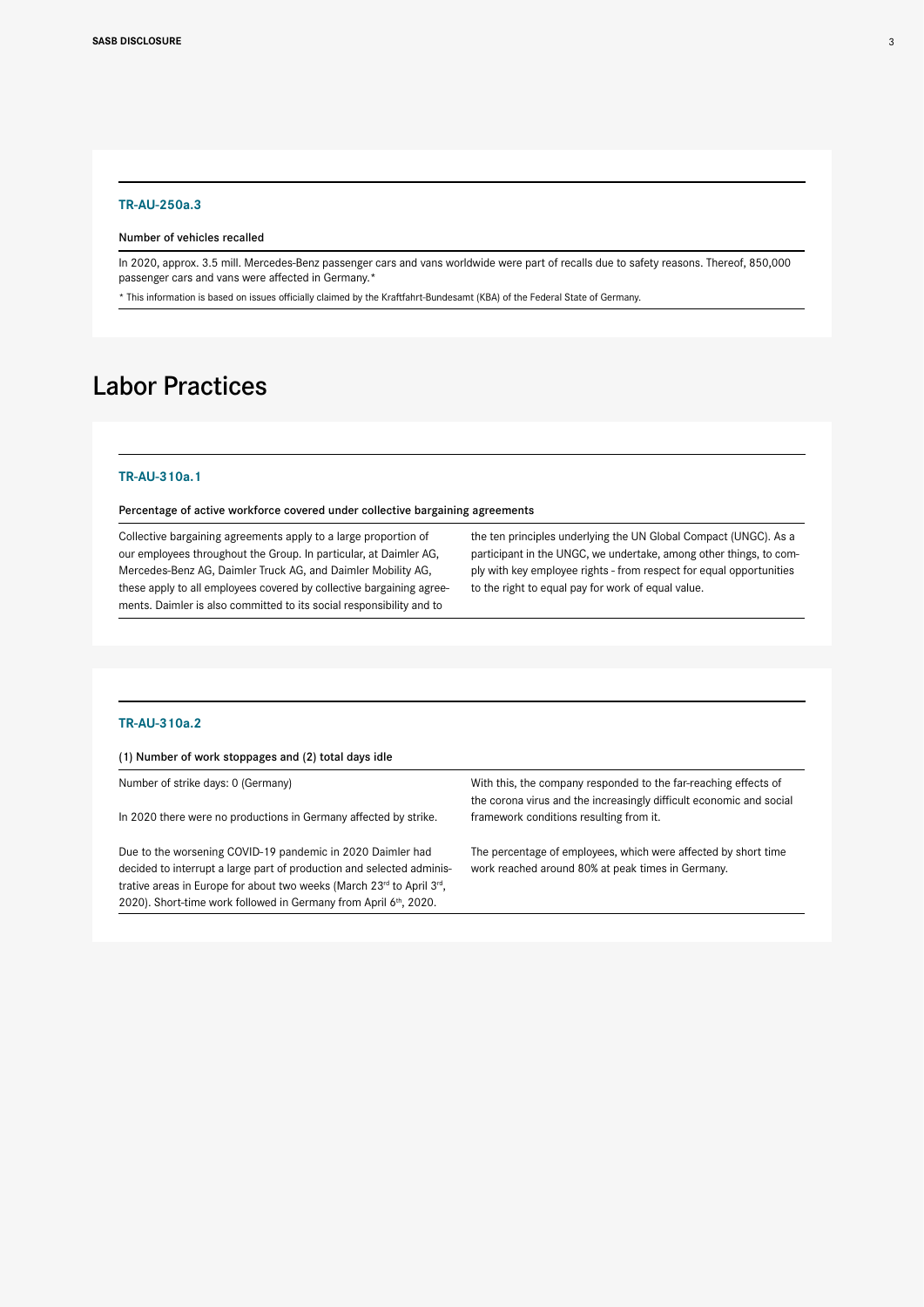### TR-AU-250a.3

**Number of vehicles recalled**

In 2020, approx. 3.5 mill. Mercedes-Benz passenger cars and vans worldwide were part of recalls due to safety reasons. Thereof, 850,000 passenger cars and vans were affected in Germany.*

* This information is based on issues officially claimed by the Kraftfahrt-Bundesamt (KBA) of the Federal State of Germany.

# Labor Practices

### TR-AU-310a.1

**Percentage of active workforce covered under collective bargaining agreements**

Collective bargaining agreements apply to a large proportion of our employees throughout the Group. In particular, at Daimler AG, Mercedes-Benz AG, Daimler Truck AG, and Daimler Mobility AG, these apply to all employees covered by collective bargaining agreements. Daimler is also committed to its social responsibility and to the ten principles underlying the UN Global Compact (UNGC). As a participant in the UNGC, we undertake, among other things, to comply with key employee rights - from respect for equal opportunities to the right to equal pay for work of equal value.

### TR-AU-310a.2

**(1) Number of work stoppages and (2) total days idle**

Number of strike days: 0 (Germany)

In 2020 there were no productions in Germany affected by strike.

Due to the worsening COVID-19 pandemic in 2020 Daimler had decided to interrupt a large part of production and selected administrative areas in Europe for about two weeks (March 23rd to April 3rd, 2020). Short-time work followed in Germany from April 6th, 2020. With this, the company responded to the far-reaching effects of the corona virus and the increasingly difficult economic and social framework conditions resulting from it.

The percentage of employees, which were affected by short time work reached around 80% at peak times in Germany.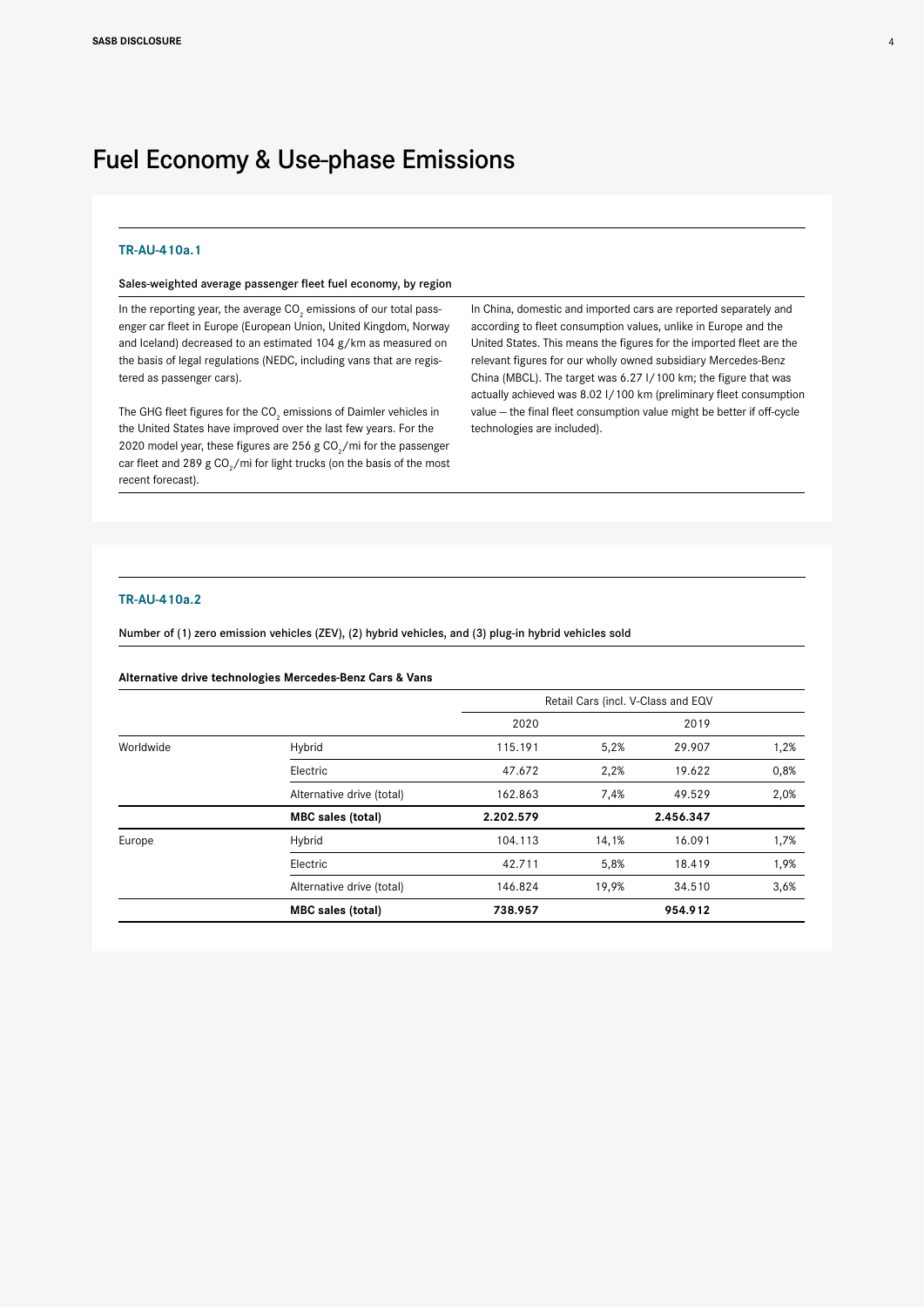# Fuel Economy & Use-phase Emissions

## TR-AU-410a.1

### Sales-weighted average passenger fleet fuel economy, by region

In the reporting year, the average $CO_2$ emissions of our total passenger car fleet in Europe (European Union, United Kingdom, Norway and Iceland) decreased to an estimated 104 g/km as measured on the basis of legal regulations (NEDC, including vans that are registered as passenger cars).

The GHG fleet figures for the $CO_2$ emissions of Daimler vehicles in the United States have improved over the last few years. For the 2020 model year, these figures are 256 g $CO_2$/mi for the passenger car fleet and 289 g $CO_2$/mi for light trucks (on the basis of the most recent forecast).

In China, domestic and imported cars are reported separately and according to fleet consumption values, unlike in Europe and the United States. This means the figures for the imported fleet are the relevant figures for our wholly owned subsidiary Mercedes-Benz China (MBCL). The target was 6.27 l/100 km; the figure that was actually achieved was 8.02 l/100 km (preliminary fleet consumption value – the final fleet consumption value might be better if off-cycle technologies are included).

## TR-AU-410a.2

### Number of (1) zero emission vehicles (ZEV), (2) hybrid vehicles, and (3) plug-in hybrid vehicles sold

**Alternative drive technologies Mercedes-Benz Cars & Vans**

| | | Retail Cars (incl. V-Class and EQV | | | |
|---|---|---|---|---|---|
| | | 2020 | | 2019 | |
| Worldwide | Hybrid | 115.191 | 5,2% | 29.907 | 1,2% |
| | Electric | 47.672 | 2,2% | 19.622 | 0,8% |
| | Alternative drive (total) | 162.863 | 7,4% | 49.529 | 2,0% |
| | **MBC sales (total)** | **2.202.579** | | **2.456.347** | |
| Europe | Hybrid | 104.113 | 14,1% | 16.091 | 1,7% |
| | Electric | 42.711 | 5,8% | 18.419 | 1,9% |
| | Alternative drive (total) | 146.824 | 19,9% | 34.510 | 3,6% |
| | **MBC sales (total)** | **738.957** | | **954.912** | |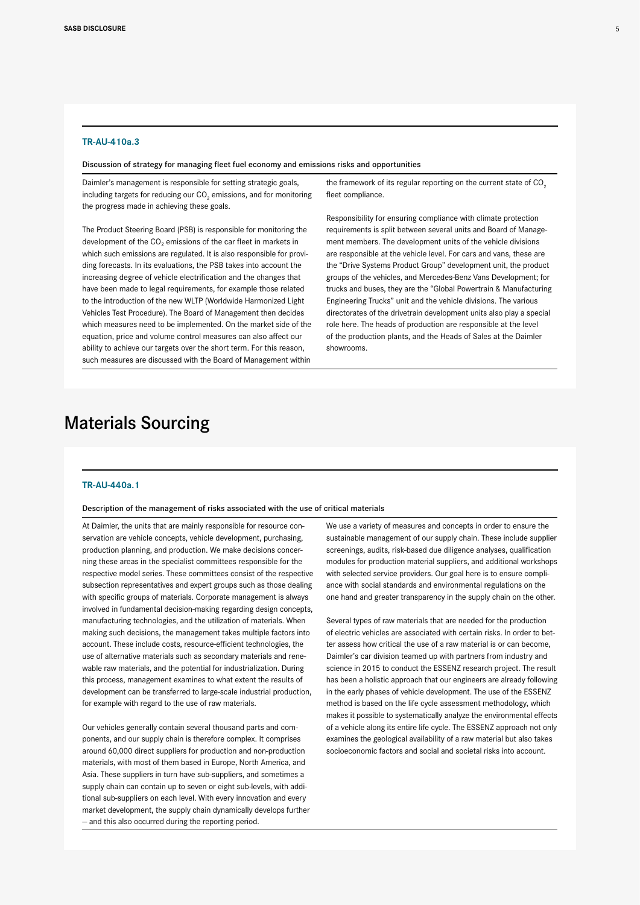### TR-AU-410a.3

**Discussion of strategy for managing fleet fuel economy and emissions risks and opportunities**

Daimler's management is responsible for setting strategic goals, including targets for reducing our $CO_2$ emissions, and for monitoring the progress made in achieving these goals.

The Product Steering Board (PSB) is responsible for monitoring the development of the $CO_2$ emissions of the car fleet in markets in which such emissions are regulated. It is also responsible for providing forecasts. In its evaluations, the PSB takes into account the increasing degree of vehicle electrification and the changes that have been made to legal requirements, for example those related to the introduction of the new WLTP (Worldwide Harmonized Light Vehicles Test Procedure). The Board of Management then decides which measures need to be implemented. On the market side of the equation, price and volume control measures can also affect our ability to achieve our targets over the short term. For this reason, such measures are discussed with the Board of Management within the framework of its regular reporting on the current state of $CO_2$ fleet compliance.

Responsibility for ensuring compliance with climate protection requirements is split between several units and Board of Management members. The development units of the vehicle divisions are responsible at the vehicle level. For cars and vans, these are the "Drive Systems Product Group" development unit, the product groups of the vehicles, and Mercedes-Benz Vans Development; for trucks and buses, they are the "Global Powertrain & Manufacturing Engineering Trucks" unit and the vehicle divisions. The various directorates of the drivetrain development units also play a special role here. The heads of production are responsible at the level of the production plants, and the Heads of Sales at the Daimler showrooms.

# Materials Sourcing

### TR-AU-440a.1

**Description of the management of risks associated with the use of critical materials**

At Daimler, the units that are mainly responsible for resource conservation are vehicle concepts, vehicle development, purchasing, production planning, and production. We make decisions concerning these areas in the specialist committees responsible for the respective model series. These committees consist of the respective subsection representatives and expert groups such as those dealing with specific groups of materials. Corporate management is always involved in fundamental decision-making regarding design concepts, manufacturing technologies, and the utilization of materials. When making such decisions, the management takes multiple factors into account. These include costs, resource-efficient technologies, the use of alternative materials such as secondary materials and renewable raw materials, and the potential for industrialization. During this process, management examines to what extent the results of development can be transferred to large-scale industrial production, for example with regard to the use of raw materials.

Our vehicles generally contain several thousand parts and components, and our supply chain is therefore complex. It comprises around 60,000 direct suppliers for production and non-production materials, with most of them based in Europe, North America, and Asia. These suppliers in turn have sub-suppliers, and sometimes a supply chain can contain up to seven or eight sub-levels, with additional sub-suppliers on each level. With every innovation and every market development, the supply chain dynamically develops further – and this also occurred during the reporting period.

We use a variety of measures and concepts in order to ensure the sustainable management of our supply chain. These include supplier screenings, audits, risk-based due diligence analyses, qualification modules for production material suppliers, and additional workshops with selected service providers. Our goal here is to ensure compliance with social standards and environmental regulations on the one hand and greater transparency in the supply chain on the other.

Several types of raw materials that are needed for the production of electric vehicles are associated with certain risks. In order to better assess how critical the use of a raw material is or can become, Daimler's car division teamed up with partners from industry and science in 2015 to conduct the ESSENZ research project. The result has been a holistic approach that our engineers are already following in the early phases of vehicle development. The use of the ESSENZ method is based on the life cycle assessment methodology, which makes it possible to systematically analyze the environmental effects of a vehicle along its entire life cycle. The ESSENZ approach not only examines the geological availability of a raw material but also takes socioeconomic factors and social and societal risks into account.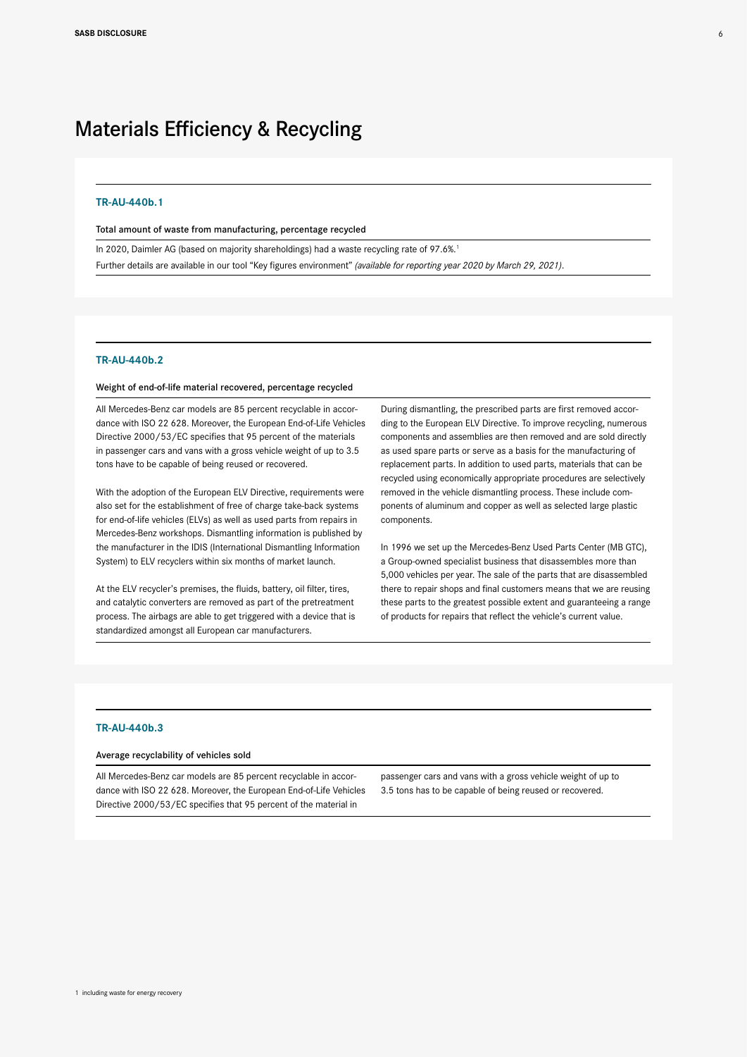# Materials Efficiency & Recycling

### TR-AU-440b.1

**Total amount of waste from manufacturing, percentage recycled**

In 2020, Daimler AG (based on majority shareholdings) had a waste recycling rate of 97.6%.[1]

Further details are available in our tool "Key figures environment" *(available for reporting year 2020 by March 29, 2021)*.

### TR-AU-440b.2

**Weight of end-of-life material recovered, percentage recycled**

All Mercedes-Benz car models are 85 percent recyclable in accordance with ISO 22 628. Moreover, the European End-of-Life Vehicles Directive 2000/53/EC specifies that 95 percent of the materials in passenger cars and vans with a gross vehicle weight of up to 3.5 tons have to be capable of being reused or recovered.

With the adoption of the European ELV Directive, requirements were also set for the establishment of free of charge take-back systems for end-of-life vehicles (ELVs) as well as used parts from repairs in Mercedes-Benz workshops. Dismantling information is published by the manufacturer in the IDIS (International Dismantling Information System) to ELV recyclers within six months of market launch.

At the ELV recycler's premises, the fluids, battery, oil filter, tires, and catalytic converters are removed as part of the pretreatment process. The airbags are able to get triggered with a device that is standardized amongst all European car manufacturers.

During dismantling, the prescribed parts are first removed according to the European ELV Directive. To improve recycling, numerous components and assemblies are then removed and are sold directly as used spare parts or serve as a basis for the manufacturing of replacement parts. In addition to used parts, materials that can be recycled using economically appropriate procedures are selectively removed in the vehicle dismantling process. These include components of aluminum and copper as well as selected large plastic components.

In 1996 we set up the Mercedes-Benz Used Parts Center (MB GTC), a Group-owned specialist business that disassembles more than 5,000 vehicles per year. The sale of the parts that are disassembled there to repair shops and final customers means that we are reusing these parts to the greatest possible extent and guaranteeing a range of products for repairs that reflect the vehicle's current value.

### TR-AU-440b.3

**Average recyclability of vehicles sold**

All Mercedes-Benz car models are 85 percent recyclable in accordance with ISO 22 628. Moreover, the European End-of-Life Vehicles Directive 2000/53/EC specifies that 95 percent of the material in passenger cars and vans with a gross vehicle weight of up to 3.5 tons has to be capable of being reused or recovered.

[1] including waste for energy recovery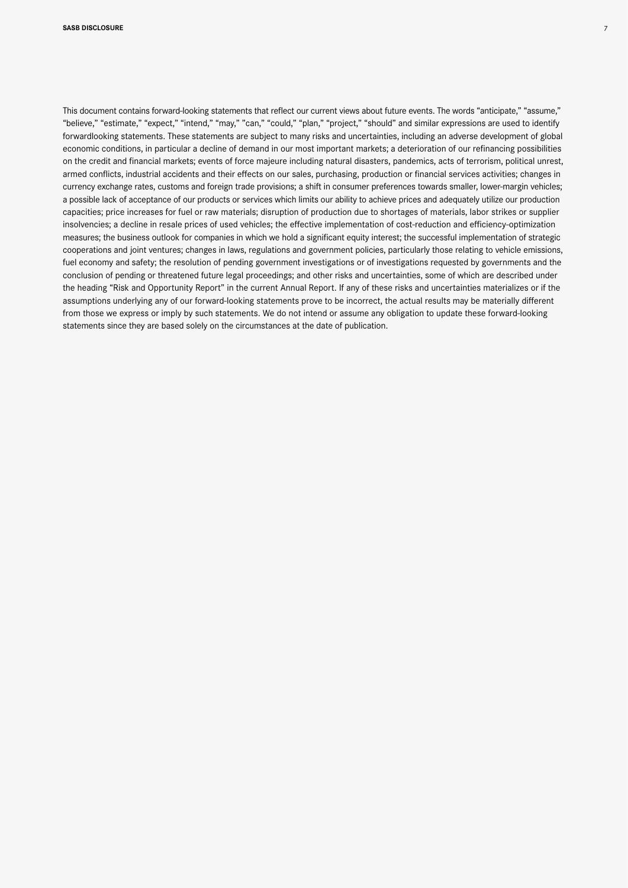This document contains forward-looking statements that reflect our current views about future events. The words “anticipate,” “assume,” “believe,” “estimate,” “expect,” “intend,” “may,” ”can,” “could,” “plan,” “project,” “should” and similar expressions are used to identify forwardlooking statements. These statements are subject to many risks and uncertainties, including an adverse development of global economic conditions, in particular a decline of demand in our most important markets; a deterioration of our refinancing possibilities on the credit and financial markets; events of force majeure including natural disasters, pandemics, acts of terrorism, political unrest, armed conflicts, industrial accidents and their effects on our sales, purchasing, production or financial services activities; changes in currency exchange rates, customs and foreign trade provisions; a shift in consumer preferences towards smaller, lower-margin vehicles; a possible lack of acceptance of our products or services which limits our ability to achieve prices and adequately utilize our production capacities; price increases for fuel or raw materials; disruption of production due to shortages of materials, labor strikes or supplier insolvencies; a decline in resale prices of used vehicles; the effective implementation of cost-reduction and efficiency-optimization measures; the business outlook for companies in which we hold a significant equity interest; the successful implementation of strategic cooperations and joint ventures; changes in laws, regulations and government policies, particularly those relating to vehicle emissions, fuel economy and safety; the resolution of pending government investigations or of investigations requested by governments and the conclusion of pending or threatened future legal proceedings; and other risks and uncertainties, some of which are described under the heading “Risk and Opportunity Report” in the current Annual Report. If any of these risks and uncertainties materializes or if the assumptions underlying any of our forward-looking statements prove to be incorrect, the actual results may be materially different from those we express or imply by such statements. We do not intend or assume any obligation to update these forward-looking statements since they are based solely on the circumstances at the date of publication.